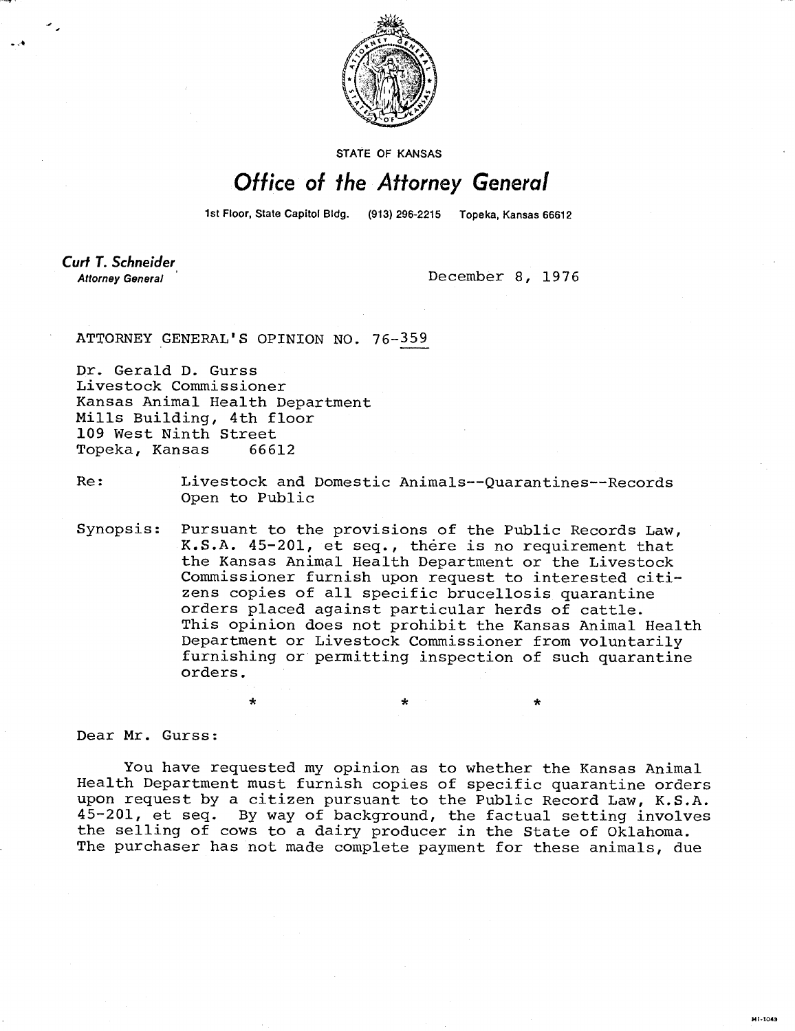STATE OF KANSAS

# Office of the Attorney General

1st Floor, State Capitol Bldg. (913) 296-2215 Topeka, Kansas 66612

**Curt T. Schneider**
Attorney General

December 8, 1976

ATTORNEY GENERAL'S OPINION NO. 76-359

Dr. Gerald D. Gurss
Livestock Commissioner
Kansas Animal Health Department
Mills Building, 4th floor
109 West Ninth Street
Topeka, Kansas 66612

Re: Livestock and Domestic Animals--Quarantines--Records Open to Public

Synopsis: Pursuant to the provisions of the Public Records Law, K.S.A. 45-201, et seq., there is no requirement that the Kansas Animal Health Department or the Livestock Commissioner furnish upon request to interested citizens copies of all specific brucellosis quarantine orders placed against particular herds of cattle. This opinion does not prohibit the Kansas Animal Health Department or Livestock Commissioner from voluntarily furnishing or permitting inspection of such quarantine orders.

\* \* \*

Dear Mr. Gurss:

You have requested my opinion as to whether the Kansas Animal Health Department must furnish copies of specific quarantine orders upon request by a citizen pursuant to the Public Record Law, K.S.A. 45-201, et seq. By way of background, the factual setting involves the selling of cows to a dairy producer in the State of Oklahoma. The purchaser has not made complete payment for these animals, due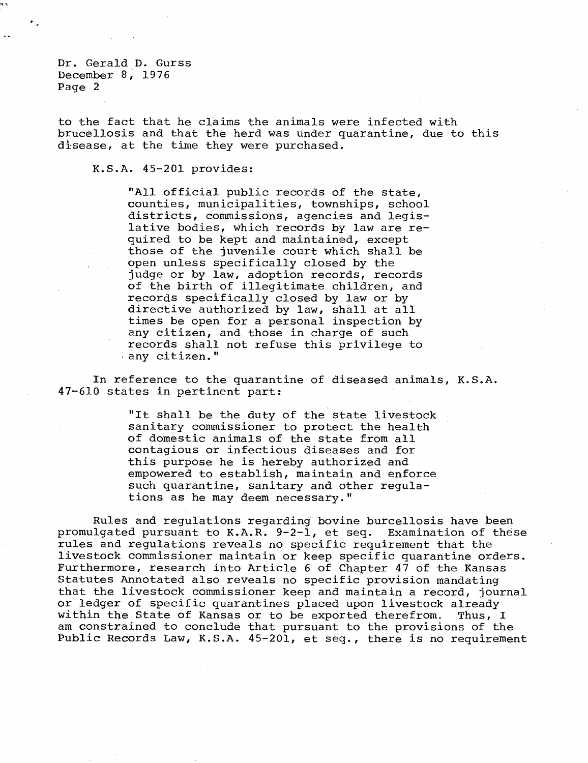to the fact that he claims the animals were infected with brucellosis and that the herd was under quarantine, due to this disease, at the time they were purchased.

K.S.A. 45-201 provides:

> "All official public records of the state, counties, municipalities, townships, school districts, commissions, agencies and legislative bodies, which records by law are required to be kept and maintained, except those of the juvenile court which shall be open unless specifically closed by the judge or by law, adoption records, records of the birth of illegitimate children, and records specifically closed by law or by directive authorized by law, shall at all times be open for a personal inspection by any citizen, and those in charge of such records shall not refuse this privilege to any citizen."

In reference to the quarantine of diseased animals, K.S.A. 47-610 states in pertinent part:

> "It shall be the duty of the state livestock sanitary commissioner to protect the health of domestic animals of the state from all contagious or infectious diseases and for this purpose he is hereby authorized and empowered to establish, maintain and enforce such quarantine, sanitary and other regulations as he may deem necessary."

Rules and regulations regarding bovine burcellosis have been promulgated pursuant to K.A.R. 9-2-1, et seq. Examination of these rules and regulations reveals no specific requirement that the livestock commissioner maintain or keep specific quarantine orders. Furthermore, research into Article 6 of Chapter 47 of the Kansas Statutes Annotated also reveals no specific provision mandating that the livestock commissioner keep and maintain a record, journal or ledger of specific quarantines placed upon livestock already within the State of Kansas or to be exported therefrom. Thus, I am constrained to conclude that pursuant to the provisions of the Public Records Law, K.S.A. 45-201, et seq., there is no requirement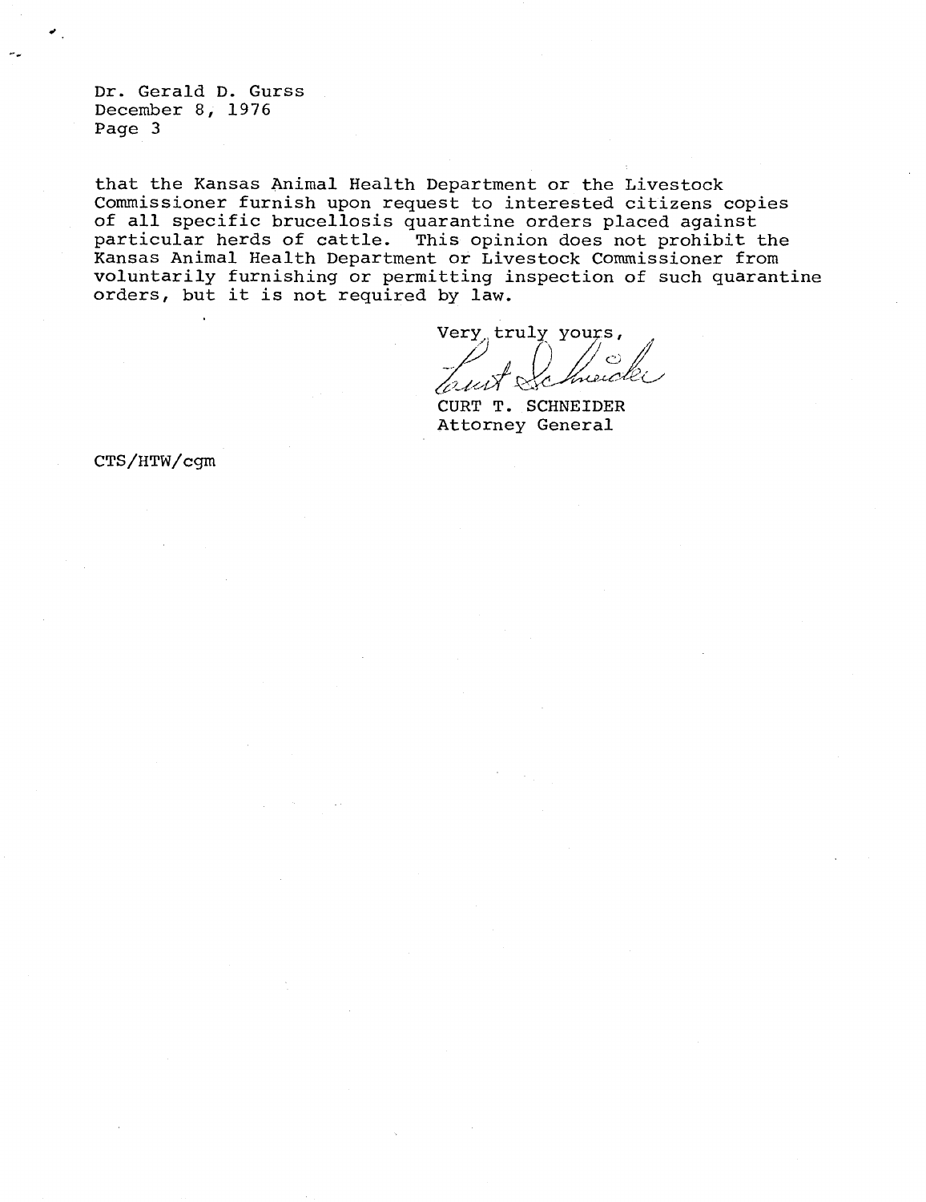that the Kansas Animal Health Department or the Livestock Commissioner furnish upon request to interested citizens copies of all specific brucellosis quarantine orders placed against particular herds of cattle. This opinion does not prohibit the Kansas Animal Health Department or Livestock Commissioner from voluntarily furnishing or permitting inspection of such quarantine orders, but it is not required by law.

Very truly yours,

CURT T. SCHNEIDER
Attorney General

CTS/HTW/cgm